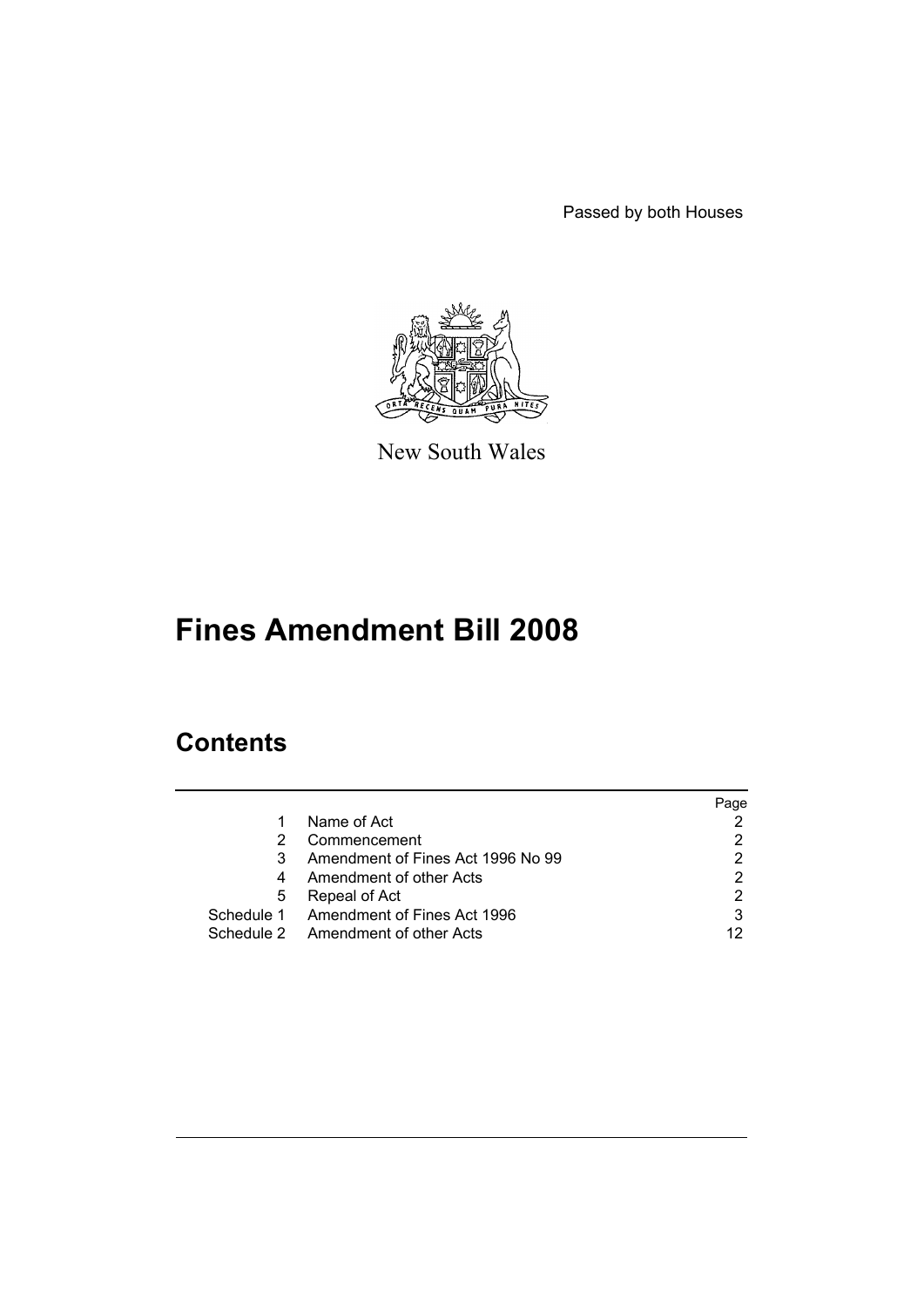Passed by both Houses

New South Wales

# Fines Amendment Bill 2008

## Contents

| | | Page |
|---|---|---|
| 1 | Name of Act | 2 |
| 2 | Commencement | 2 |
| 3 | Amendment of Fines Act 1996 No 99 | 2 |
| 4 | Amendment of other Acts | 2 |
| 5 | Repeal of Act | 2 |
| Schedule 1 | Amendment of Fines Act 1996 | 3 |
| Schedule 2 | Amendment of other Acts | 12 |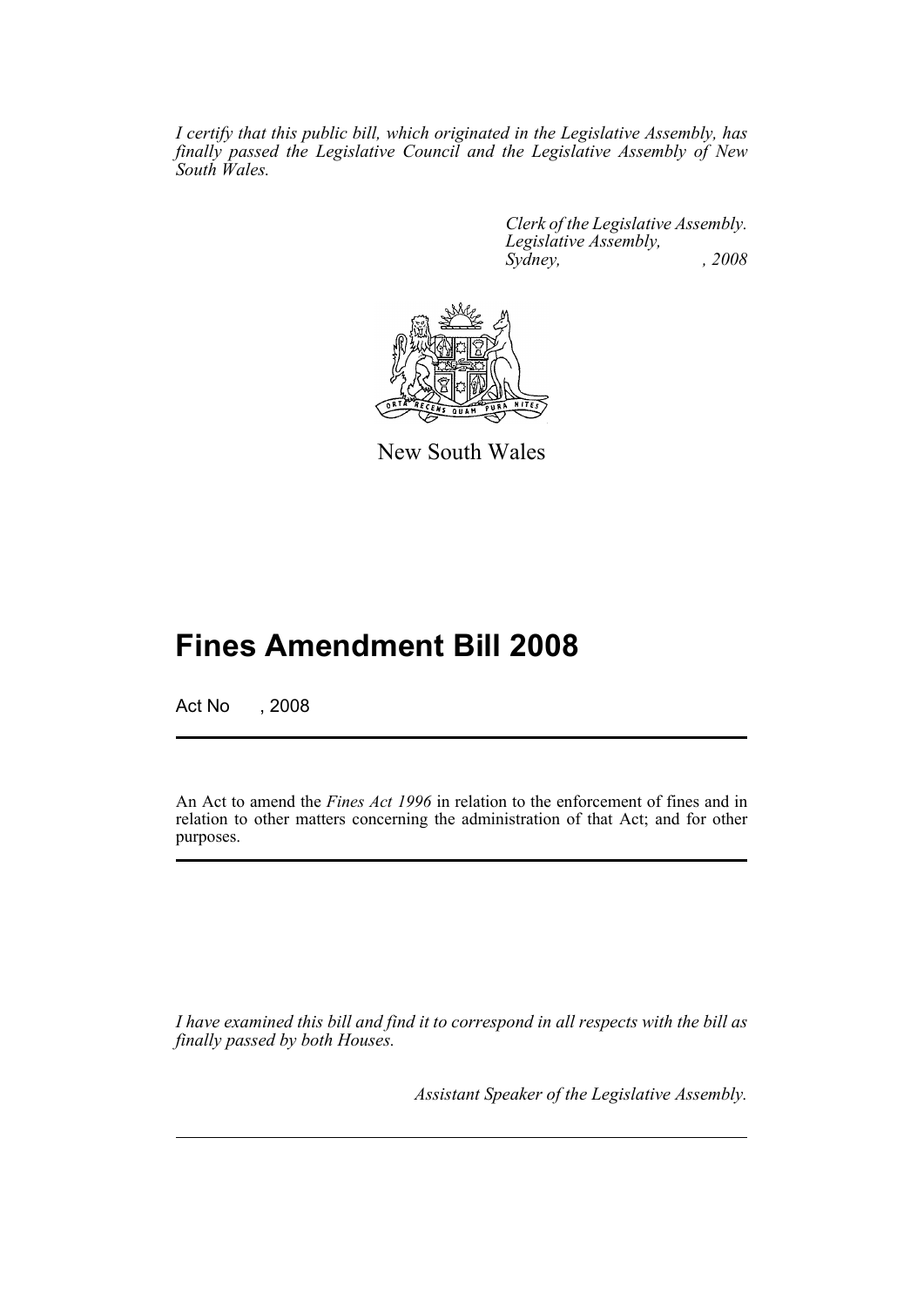*I certify that this public bill, which originated in the Legislative Assembly, has finally passed the Legislative Council and the Legislative Assembly of New South Wales.*

*Clerk of the Legislative Assembly.*
*Legislative Assembly,*
*Sydney, , 2008*

New South Wales

# Fines Amendment Bill 2008

Act No , 2008

An Act to amend the *Fines Act 1996* in relation to the enforcement of fines and in relation to other matters concerning the administration of that Act; and for other purposes.

*I have examined this bill and find it to correspond in all respects with the bill as finally passed by both Houses.*

*Assistant Speaker of the Legislative Assembly.*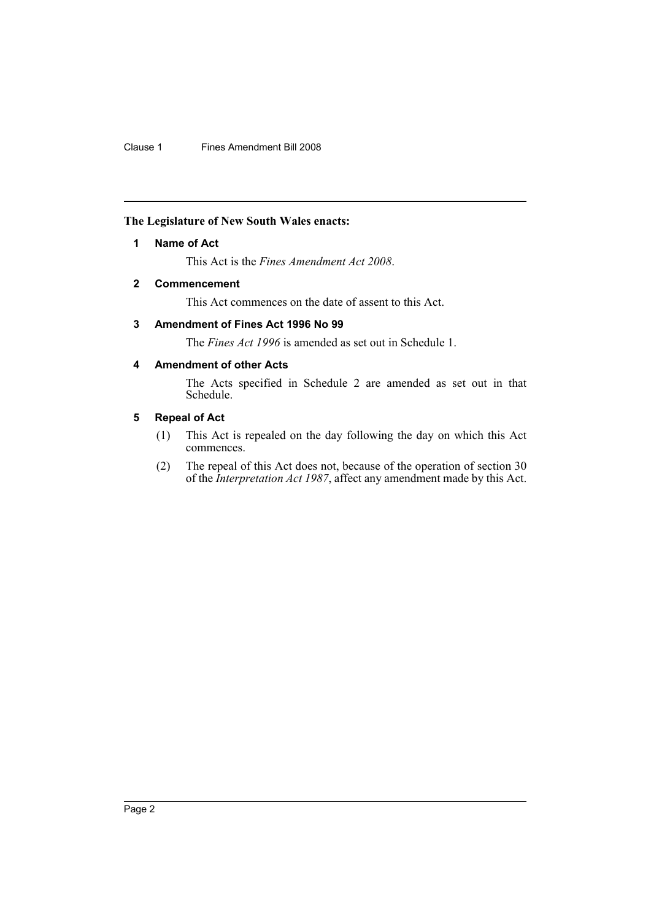**The Legislature of New South Wales enacts:**

## 1 Name of Act

This Act is the *Fines Amendment Act 2008*.

## 2 Commencement

This Act commences on the date of assent to this Act.

## 3 Amendment of Fines Act 1996 No 99

The *Fines Act 1996* is amended as set out in Schedule 1.

## 4 Amendment of other Acts

The Acts specified in Schedule 2 are amended as set out in that Schedule.

## 5 Repeal of Act

(1) This Act is repealed on the day following the day on which this Act commences.

(2) The repeal of this Act does not, because of the operation of section 30 of the *Interpretation Act 1987*, affect any amendment made by this Act.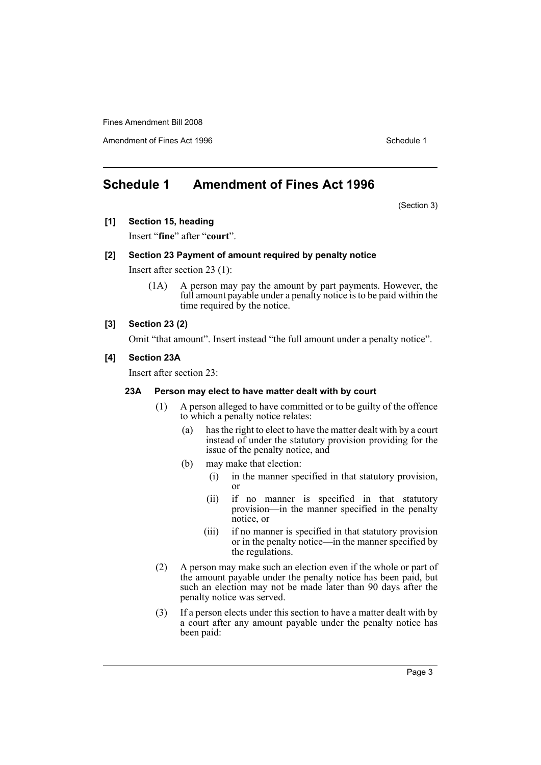## Schedule 1 Amendment of Fines Act 1996

(Section 3)

**[1] Section 15, heading**

Insert "**fine**" after "**court**".

**[2] Section 23 Payment of amount required by penalty notice**

Insert after section 23 (1):

> (1A) A person may pay the amount by part payments. However, the full amount payable under a penalty notice is to be paid within the time required by the notice.

**[3] Section 23 (2)**

Omit "that amount". Insert instead "the full amount under a penalty notice".

**[4] Section 23A**

Insert after section 23:

> **23A Person may elect to have matter dealt with by court**
>
> (1) A person alleged to have committed or to be guilty of the offence to which a penalty notice relates:
>
> (a) has the right to elect to have the matter dealt with by a court instead of under the statutory provision providing for the issue of the penalty notice, and
>
> (b) may make that election:
>
> (i) in the manner specified in that statutory provision, or
>
> (ii) if no manner is specified in that statutory provision—in the manner specified in the penalty notice, or
>
> (iii) if no manner is specified in that statutory provision or in the penalty notice—in the manner specified by the regulations.
>
> (2) A person may make such an election even if the whole or part of the amount payable under the penalty notice has been paid, but such an election may not be made later than 90 days after the penalty notice was served.
>
> (3) If a person elects under this section to have a matter dealt with by a court after any amount payable under the penalty notice has been paid: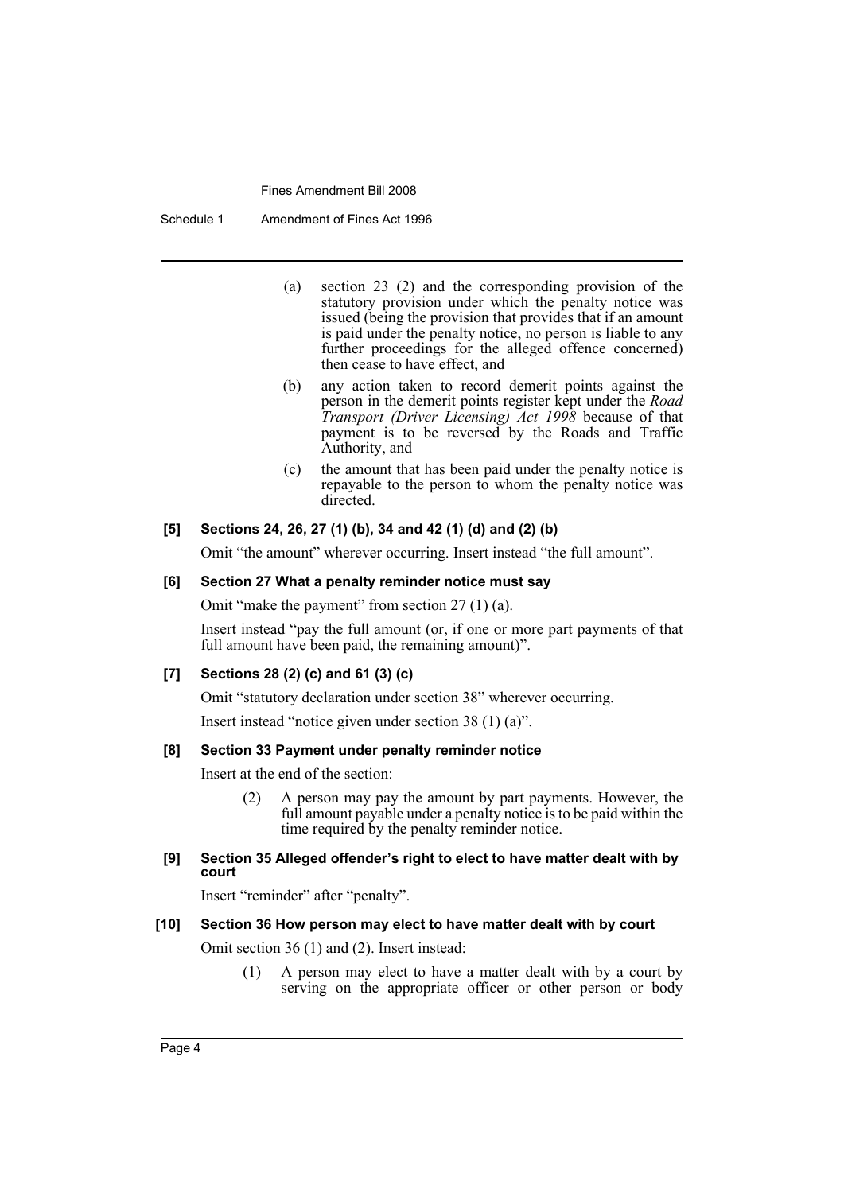(a) section 23 (2) and the corresponding provision of the statutory provision under which the penalty notice was issued (being the provision that provides that if an amount is paid under the penalty notice, no person is liable to any further proceedings for the alleged offence concerned) then cease to have effect, and

(b) any action taken to record demerit points against the person in the demerit points register kept under the *Road Transport (Driver Licensing) Act 1998* because of that payment is to be reversed by the Roads and Traffic Authority, and

(c) the amount that has been paid under the penalty notice is repayable to the person to whom the penalty notice was directed.

#### [5] Sections 24, 26, 27 (1) (b), 34 and 42 (1) (d) and (2) (b)

Omit "the amount" wherever occurring. Insert instead "the full amount".

#### [6] Section 27 What a penalty reminder notice must say

Omit "make the payment" from section 27 (1) (a).

Insert instead "pay the full amount (or, if one or more part payments of that full amount have been paid, the remaining amount)".

#### [7] Sections 28 (2) (c) and 61 (3) (c)

Omit "statutory declaration under section 38" wherever occurring.

Insert instead "notice given under section 38 (1) (a)".

#### [8] Section 33 Payment under penalty reminder notice

Insert at the end of the section:

(2) A person may pay the amount by part payments. However, the full amount payable under a penalty notice is to be paid within the time required by the penalty reminder notice.

#### [9] Section 35 Alleged offender's right to elect to have matter dealt with by court

Insert "reminder" after "penalty".

#### [10] Section 36 How person may elect to have matter dealt with by court

Omit section 36 (1) and (2). Insert instead:

(1) A person may elect to have a matter dealt with by a court by serving on the appropriate officer or other person or body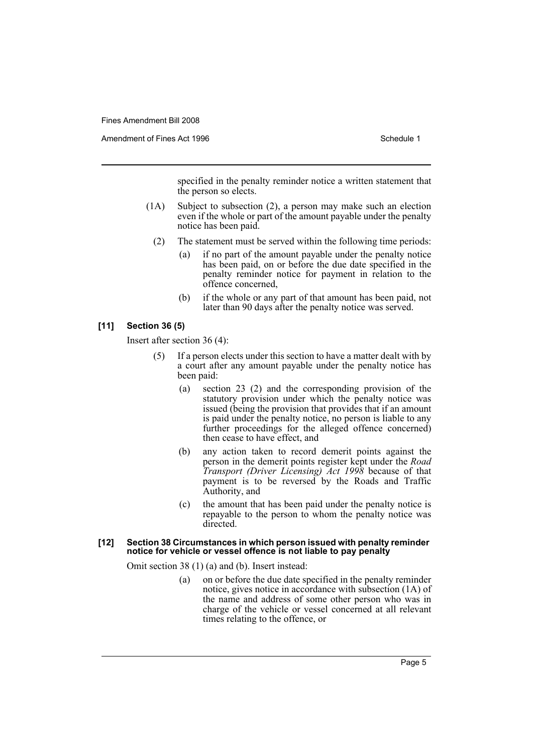specified in the penalty reminder notice a written statement that the person so elects.

(1A) Subject to subsection (2), a person may make such an election even if the whole or part of the amount payable under the penalty notice has been paid.

(2) The statement must be served within the following time periods:

- (a) if no part of the amount payable under the penalty notice has been paid, on or before the due date specified in the penalty reminder notice for payment in relation to the offence concerned,
- (b) if the whole or any part of that amount has been paid, not later than 90 days after the penalty notice was served.

### [11] Section 36 (5)

Insert after section 36 (4):

(5) If a person elects under this section to have a matter dealt with by a court after any amount payable under the penalty notice has been paid:

- (a) section 23 (2) and the corresponding provision of the statutory provision under which the penalty notice was issued (being the provision that provides that if an amount is paid under the penalty notice, no person is liable to any further proceedings for the alleged offence concerned) then cease to have effect, and
- (b) any action taken to record demerit points against the person in the demerit points register kept under the *Road Transport (Driver Licensing) Act 1998* because of that payment is to be reversed by the Roads and Traffic Authority, and
- (c) the amount that has been paid under the penalty notice is repayable to the person to whom the penalty notice was directed.

### [12] Section 38 Circumstances in which person issued with penalty reminder notice for vehicle or vessel offence is not liable to pay penalty

Omit section 38 (1) (a) and (b). Insert instead:

- (a) on or before the due date specified in the penalty reminder notice, gives notice in accordance with subsection (1A) of the name and address of some other person who was in charge of the vehicle or vessel concerned at all relevant times relating to the offence, or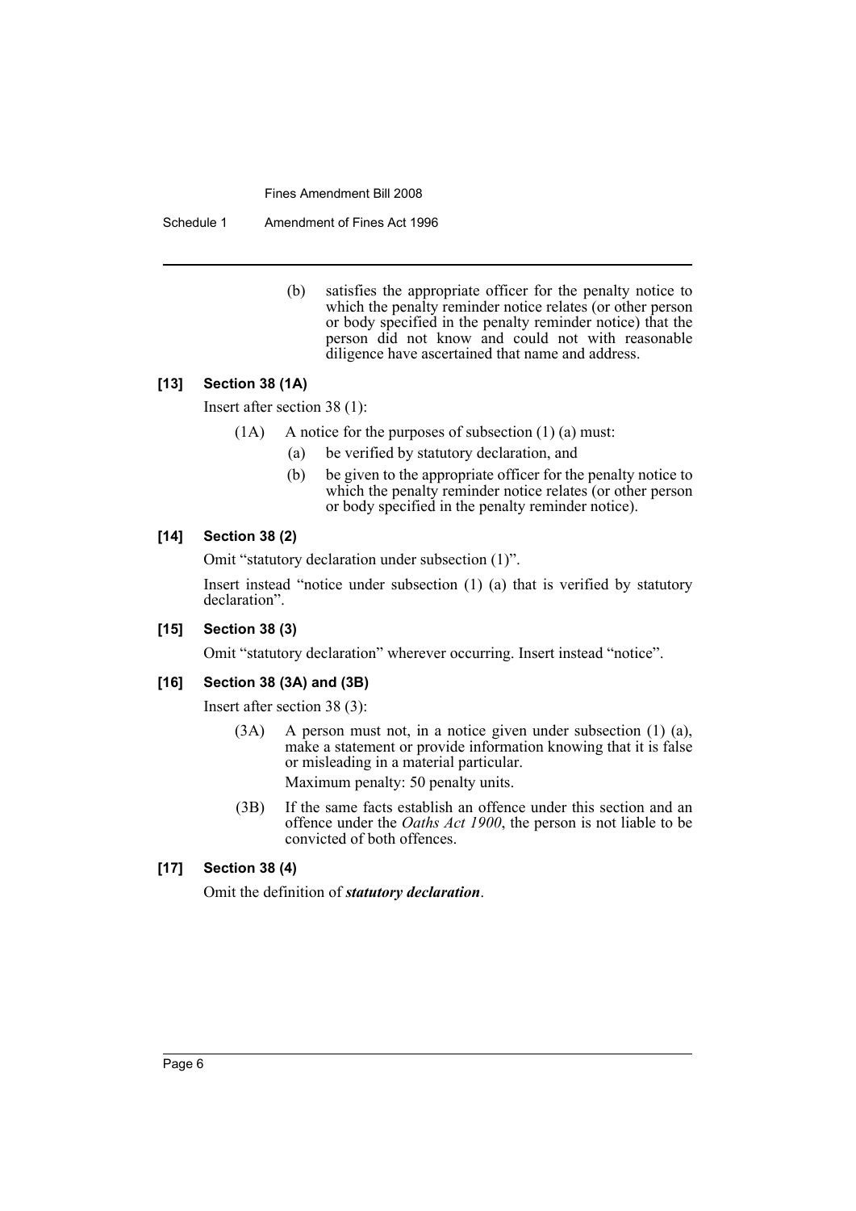(b) satisfies the appropriate officer for the penalty notice to which the penalty reminder notice relates (or other person or body specified in the penalty reminder notice) that the person did not know and could not with reasonable diligence have ascertained that name and address.

### [13] Section 38 (1A)

Insert after section 38 (1):

(1A) A notice for the purposes of subsection (1) (a) must:

(a) be verified by statutory declaration, and

(b) be given to the appropriate officer for the penalty notice to which the penalty reminder notice relates (or other person or body specified in the penalty reminder notice).

### [14] Section 38 (2)

Omit "statutory declaration under subsection (1)".

Insert instead "notice under subsection (1) (a) that is verified by statutory declaration".

### [15] Section 38 (3)

Omit "statutory declaration" wherever occurring. Insert instead "notice".

### [16] Section 38 (3A) and (3B)

Insert after section 38 (3):

(3A) A person must not, in a notice given under subsection (1) (a), make a statement or provide information knowing that it is false or misleading in a material particular.

Maximum penalty: 50 penalty units.

(3B) If the same facts establish an offence under this section and an offence under the *Oaths Act 1900*, the person is not liable to be convicted of both offences.

### [17] Section 38 (4)

Omit the definition of ***statutory declaration***.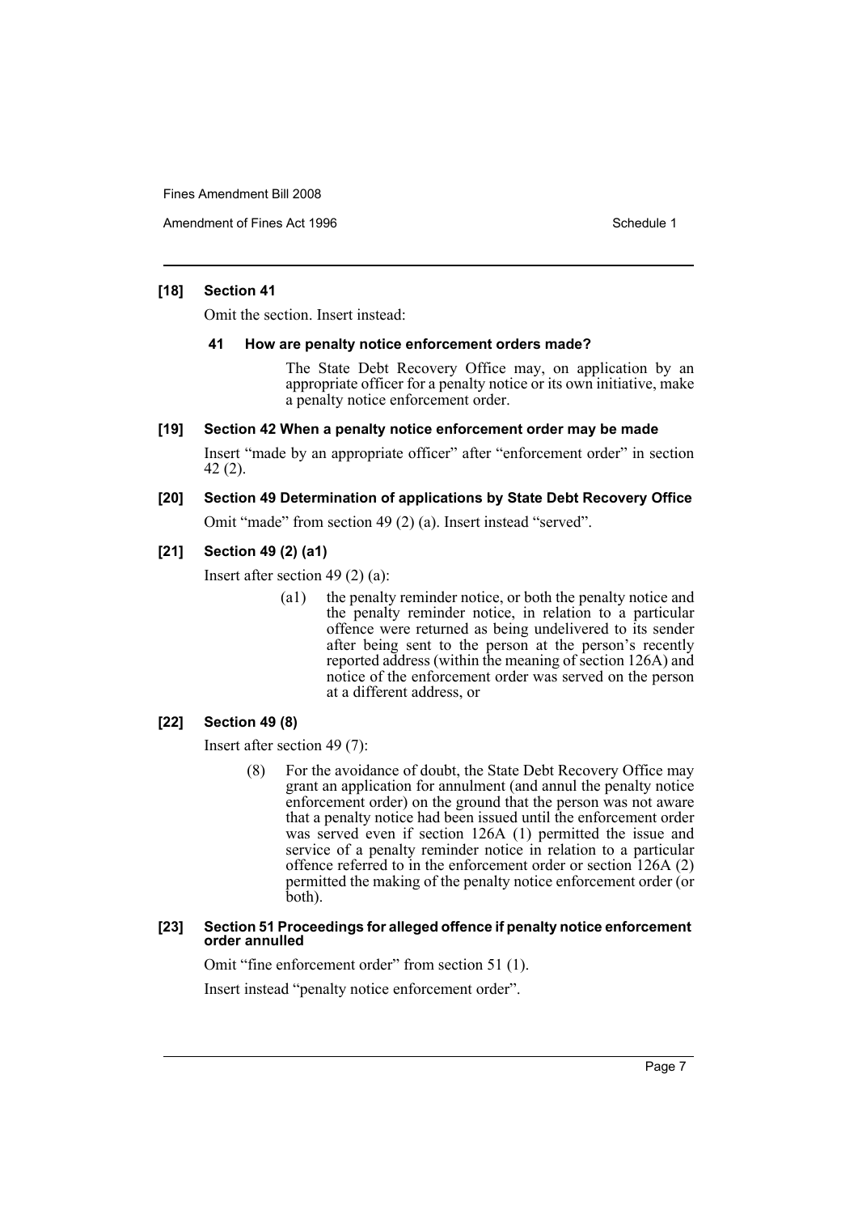#### [18] Section 41

Omit the section. Insert instead:

##### 41 How are penalty notice enforcement orders made?

The State Debt Recovery Office may, on application by an appropriate officer for a penalty notice or its own initiative, make a penalty notice enforcement order.

#### [19] Section 42 When a penalty notice enforcement order may be made

Insert "made by an appropriate officer" after "enforcement order" in section 42 (2).

#### [20] Section 49 Determination of applications by State Debt Recovery Office

Omit "made" from section 49 (2) (a). Insert instead "served".

#### [21] Section 49 (2) (a1)

Insert after section 49 (2) (a):

> (a1) the penalty reminder notice, or both the penalty notice and the penalty reminder notice, in relation to a particular offence were returned as being undelivered to its sender after being sent to the person at the person's recently reported address (within the meaning of section 126A) and notice of the enforcement order was served on the person at a different address, or

#### [22] Section 49 (8)

Insert after section 49 (7):

> (8) For the avoidance of doubt, the State Debt Recovery Office may grant an application for annulment (and annul the penalty notice enforcement order) on the ground that the person was not aware that a penalty notice had been issued until the enforcement order was served even if section 126A (1) permitted the issue and service of a penalty reminder notice in relation to a particular offence referred to in the enforcement order or section 126A (2) permitted the making of the penalty notice enforcement order (or both).

#### [23] Section 51 Proceedings for alleged offence if penalty notice enforcement order annulled

Omit "fine enforcement order" from section 51 (1).

Insert instead "penalty notice enforcement order".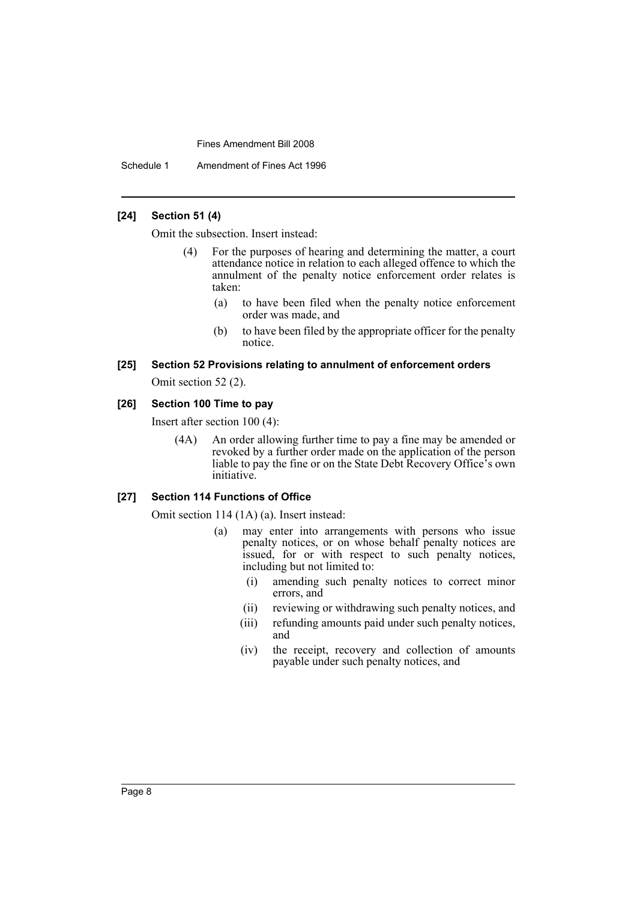### [24] Section 51 (4)

Omit the subsection. Insert instead:

> (4) For the purposes of hearing and determining the matter, a court attendance notice in relation to each alleged offence to which the annulment of the penalty notice enforcement order relates is taken:
>
> (a) to have been filed when the penalty notice enforcement order was made, and
>
> (b) to have been filed by the appropriate officer for the penalty notice.

### [25] Section 52 Provisions relating to annulment of enforcement orders

Omit section 52 (2).

### [26] Section 100 Time to pay

Insert after section 100 (4):

> (4A) An order allowing further time to pay a fine may be amended or revoked by a further order made on the application of the person liable to pay the fine or on the State Debt Recovery Office's own initiative.

### [27] Section 114 Functions of Office

Omit section 114 (1A) (a). Insert instead:

> (a) may enter into arrangements with persons who issue penalty notices, or on whose behalf penalty notices are issued, for or with respect to such penalty notices, including but not limited to:
>
> (i) amending such penalty notices to correct minor errors, and
>
> (ii) reviewing or withdrawing such penalty notices, and
>
> (iii) refunding amounts paid under such penalty notices, and
>
> (iv) the receipt, recovery and collection of amounts payable under such penalty notices, and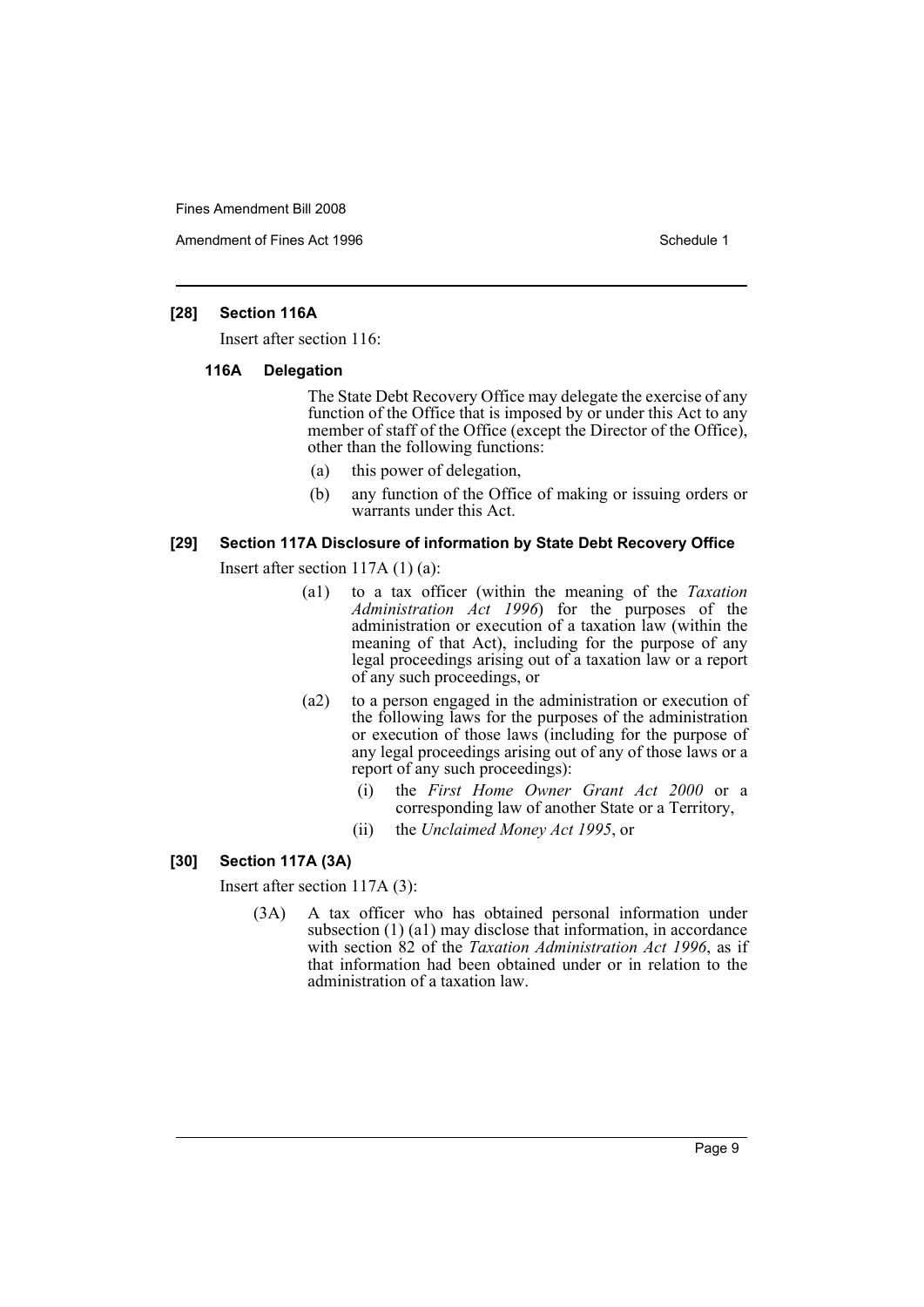### [28] Section 116A

Insert after section 116:

#### 116A Delegation

The State Debt Recovery Office may delegate the exercise of any function of the Office that is imposed by or under this Act to any member of staff of the Office (except the Director of the Office), other than the following functions:

- (a) this power of delegation,
- (b) any function of the Office of making or issuing orders or warrants under this Act.

### [29] Section 117A Disclosure of information by State Debt Recovery Office

Insert after section 117A (1) (a):

- (a1) to a tax officer (within the meaning of the *Taxation Administration Act 1996*) for the purposes of the administration or execution of a taxation law (within the meaning of that Act), including for the purpose of any legal proceedings arising out of a taxation law or a report of any such proceedings, or
- (a2) to a person engaged in the administration or execution of the following laws for the purposes of the administration or execution of those laws (including for the purpose of any legal proceedings arising out of any of those laws or a report of any such proceedings):
  - (i) the *First Home Owner Grant Act 2000* or a corresponding law of another State or a Territory,
  - (ii) the *Unclaimed Money Act 1995*, or

### [30] Section 117A (3A)

Insert after section 117A (3):

(3A) A tax officer who has obtained personal information under subsection (1) (a1) may disclose that information, in accordance with section 82 of the *Taxation Administration Act 1996*, as if that information had been obtained under or in relation to the administration of a taxation law.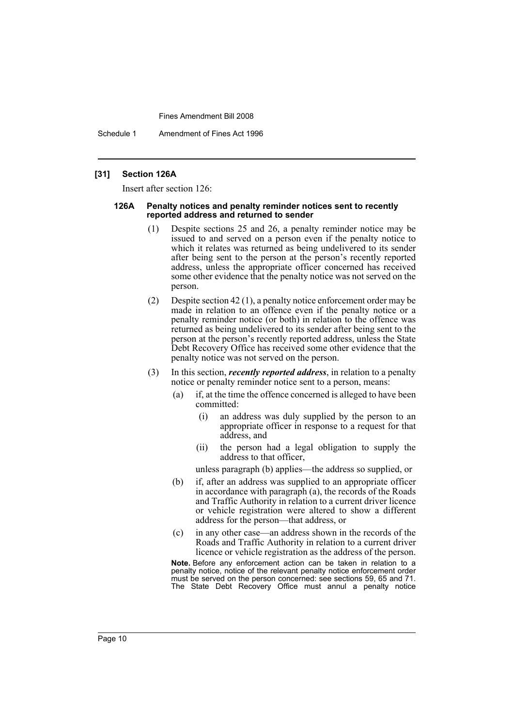**[31] Section 126A**

Insert after section 126:

**126A Penalty notices and penalty reminder notices sent to recently reported address and returned to sender**

(1) Despite sections 25 and 26, a penalty reminder notice may be issued to and served on a person even if the penalty notice to which it relates was returned as being undelivered to its sender after being sent to the person at the person's recently reported address, unless the appropriate officer concerned has received some other evidence that the penalty notice was not served on the person.

(2) Despite section 42 (1), a penalty notice enforcement order may be made in relation to an offence even if the penalty notice or a penalty reminder notice (or both) in relation to the offence was returned as being undelivered to its sender after being sent to the person at the person's recently reported address, unless the State Debt Recovery Office has received some other evidence that the penalty notice was not served on the person.

(3) In this section, ***recently reported address***, in relation to a penalty notice or penalty reminder notice sent to a person, means:

(a) if, at the time the offence concerned is alleged to have been committed:

(i) an address was duly supplied by the person to an appropriate officer in response to a request for that address, and

(ii) the person had a legal obligation to supply the address to that officer,

unless paragraph (b) applies—the address so supplied, or

(b) if, after an address was supplied to an appropriate officer in accordance with paragraph (a), the records of the Roads and Traffic Authority in relation to a current driver licence or vehicle registration were altered to show a different address for the person—that address, or

(c) in any other case—an address shown in the records of the Roads and Traffic Authority in relation to a current driver licence or vehicle registration as the address of the person.

**Note.** Before any enforcement action can be taken in relation to a penalty notice, notice of the relevant penalty notice enforcement order must be served on the person concerned: see sections 59, 65 and 71. The State Debt Recovery Office must annul a penalty notice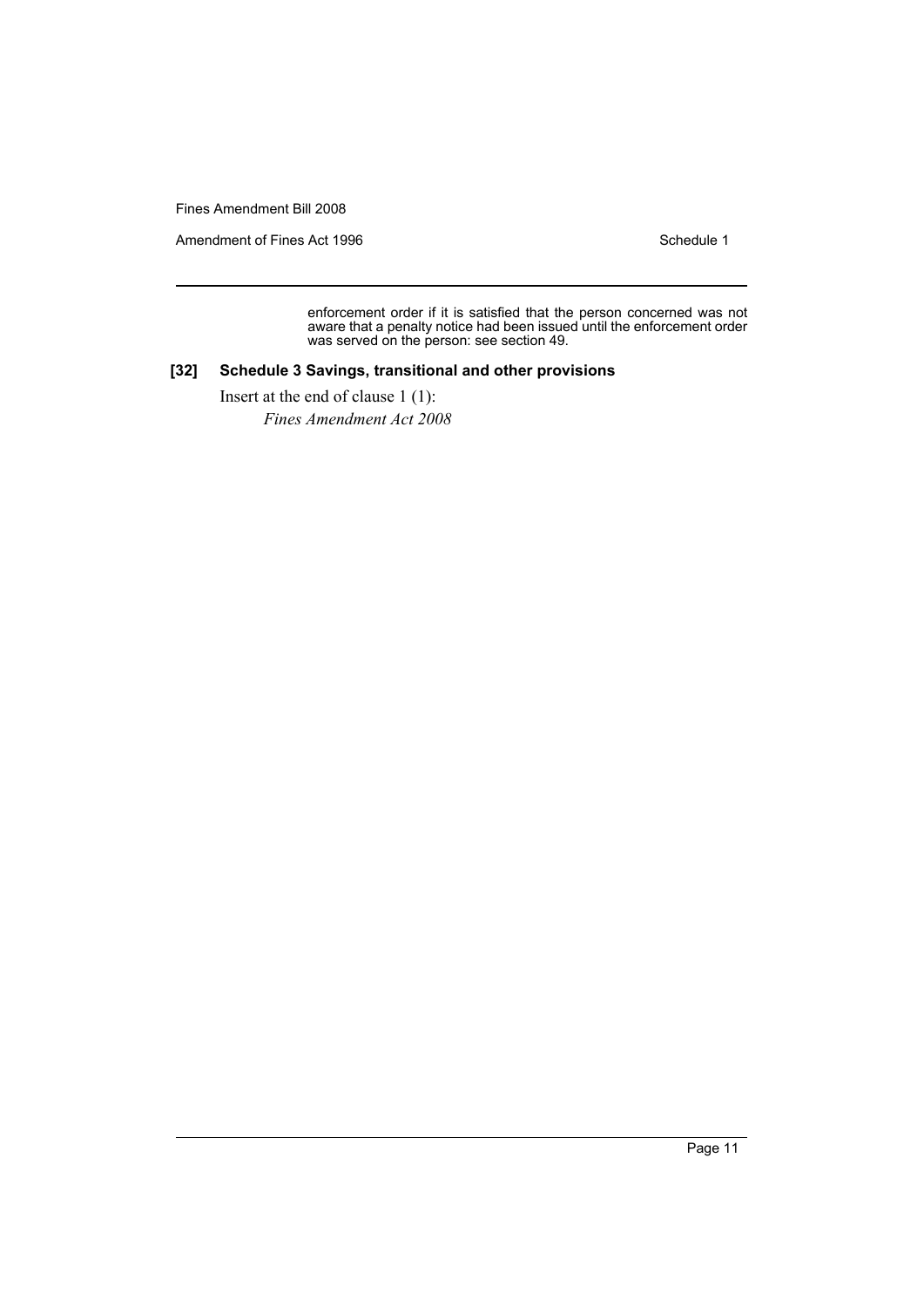enforcement order if it is satisfied that the person concerned was not aware that a penalty notice had been issued until the enforcement order was served on the person: see section 49.

### [32] Schedule 3 Savings, transitional and other provisions

Insert at the end of clause 1 (1):

*Fines Amendment Act 2008*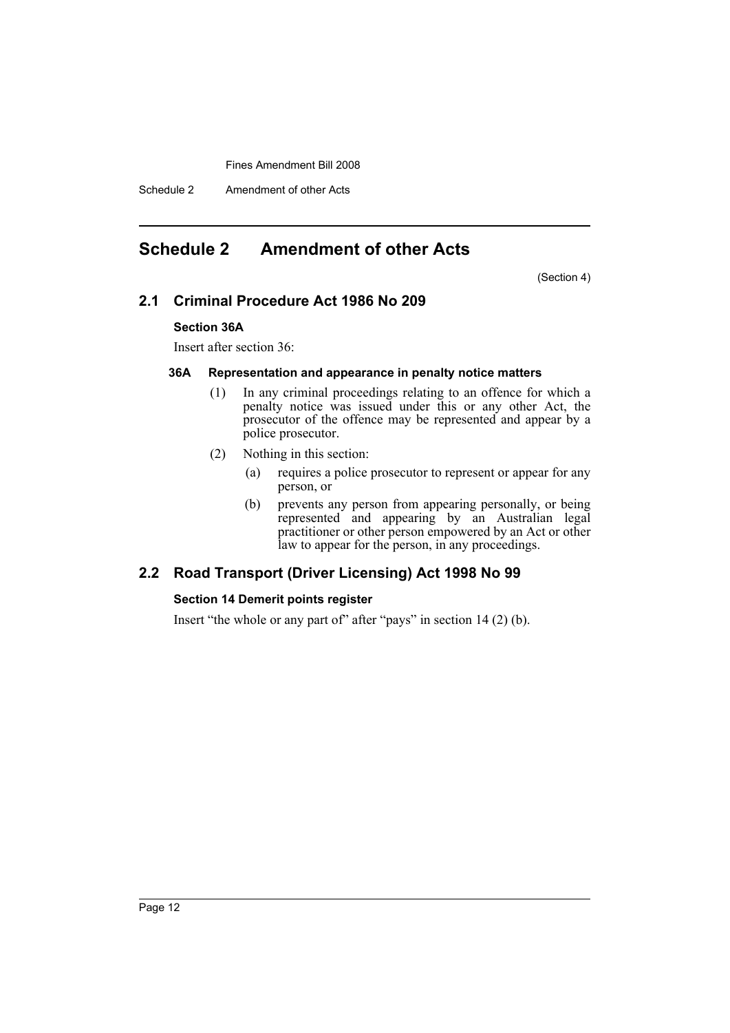# Schedule 2 Amendment of other Acts

(Section 4)

## 2.1 Criminal Procedure Act 1986 No 209

### Section 36A

Insert after section 36:

#### 36A Representation and appearance in penalty notice matters

(1) In any criminal proceedings relating to an offence for which a penalty notice was issued under this or any other Act, the prosecutor of the offence may be represented and appear by a police prosecutor.

(2) Nothing in this section:

- (a) requires a police prosecutor to represent or appear for any person, or
- (b) prevents any person from appearing personally, or being represented and appearing by an Australian legal practitioner or other person empowered by an Act or other law to appear for the person, in any proceedings.

## 2.2 Road Transport (Driver Licensing) Act 1998 No 99

### Section 14 Demerit points register

Insert "the whole or any part of" after "pays" in section 14 (2) (b).